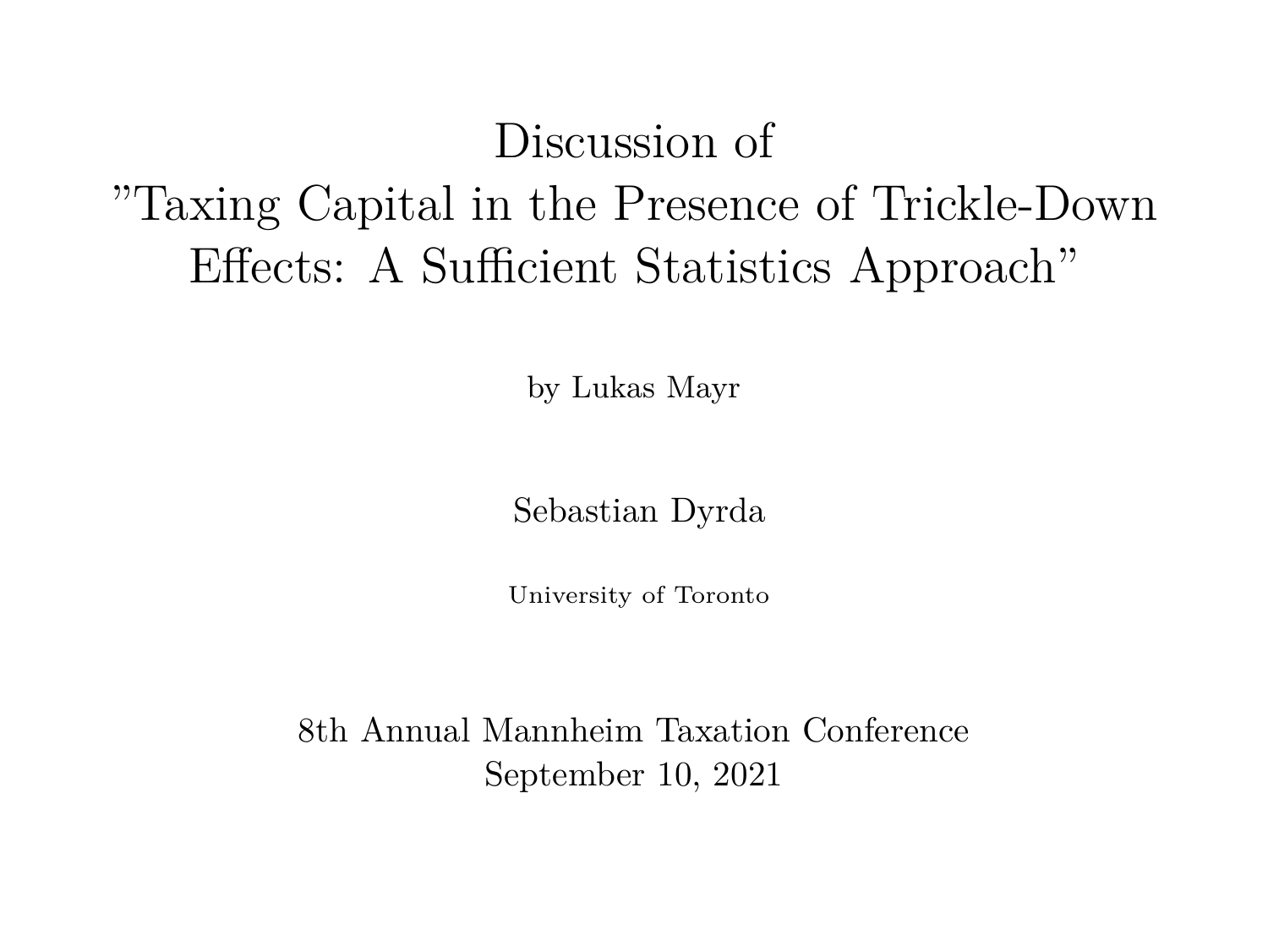# Discussion of ”Taxing Capital in the Presence of Trickle-Down Effects: A Sufficient Statistics Approach”

by Lukas Mayr

Sebastian Dyrda

University of Toronto

8th Annual Mannheim Taxation Conference
September 10, 2021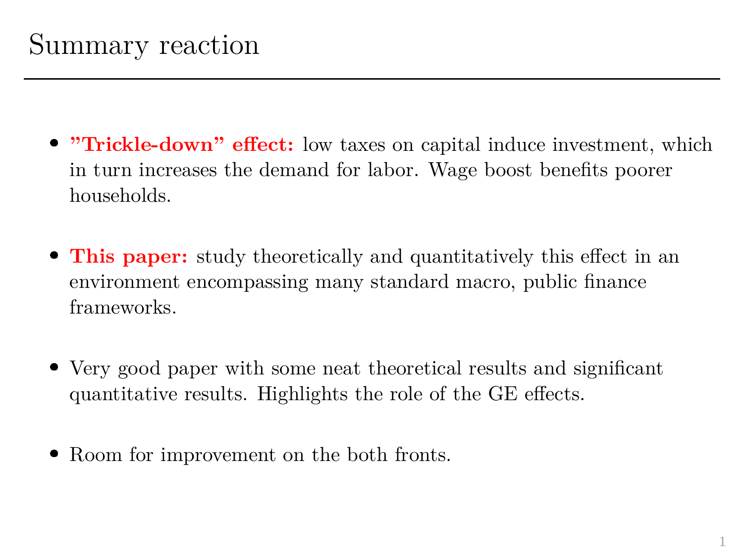# Summary reaction

- **"Trickle-down" effect:** low taxes on capital induce investment, which in turn increases the demand for labor. Wage boost benefits poorer households.
- **This paper:** study theoretically and quantitatively this effect in an environment encompassing many standard macro, public finance frameworks.
- Very good paper with some neat theoretical results and significant quantitative results. Highlights the role of the GE effects.
- Room for improvement on the both fronts.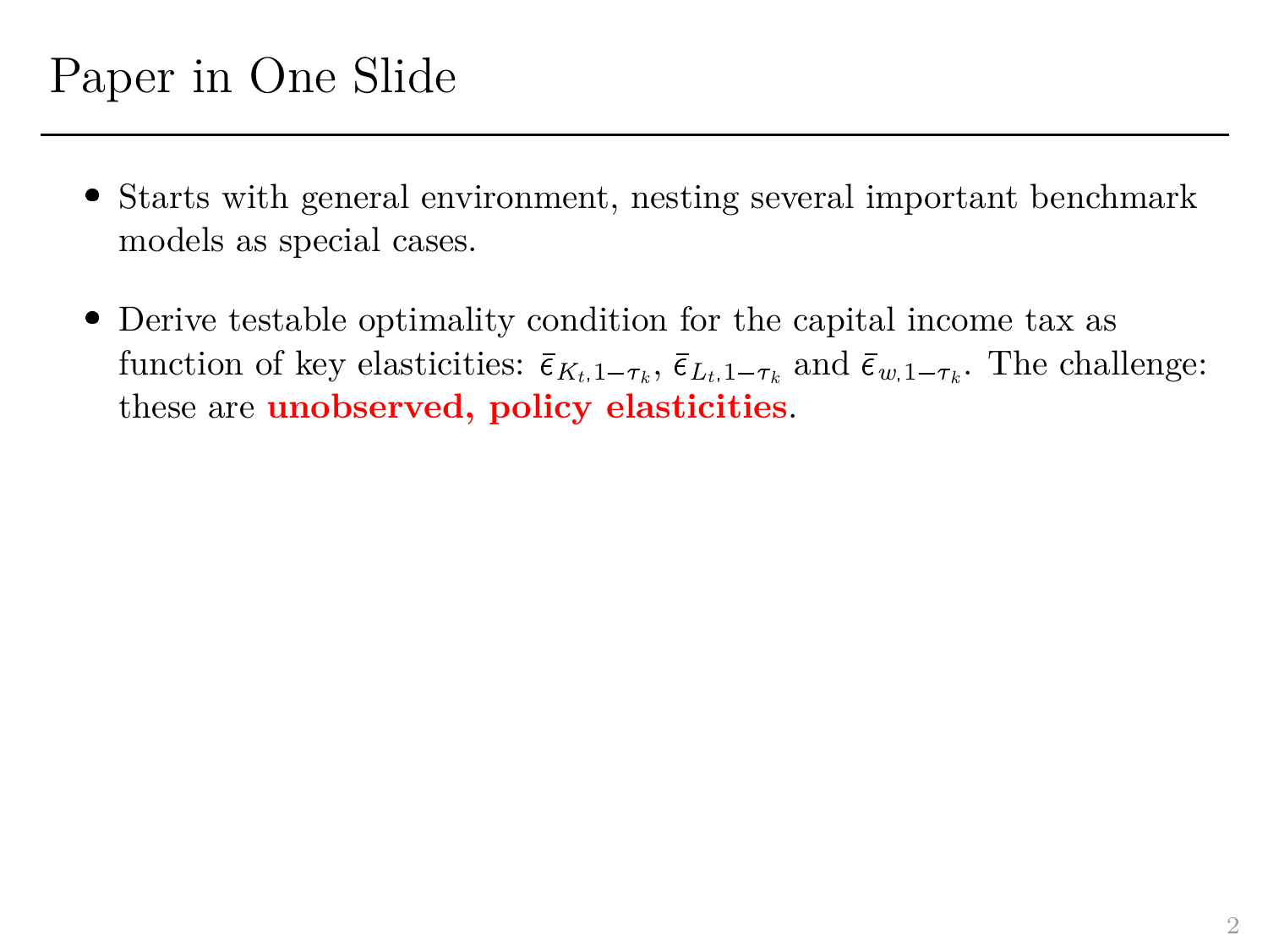# Paper in One Slide

- Starts with general environment, nesting several important benchmark models as special cases.

- Derive testable optimality condition for the capital income tax as function of key elasticities: $\bar{\epsilon}_{K_t,1-\tau_k}$, $\bar{\epsilon}_{L_t,1-\tau_k}$ and $\bar{\epsilon}_{w,1-\tau_k}$. The challenge: these are **unobserved, policy elasticities**.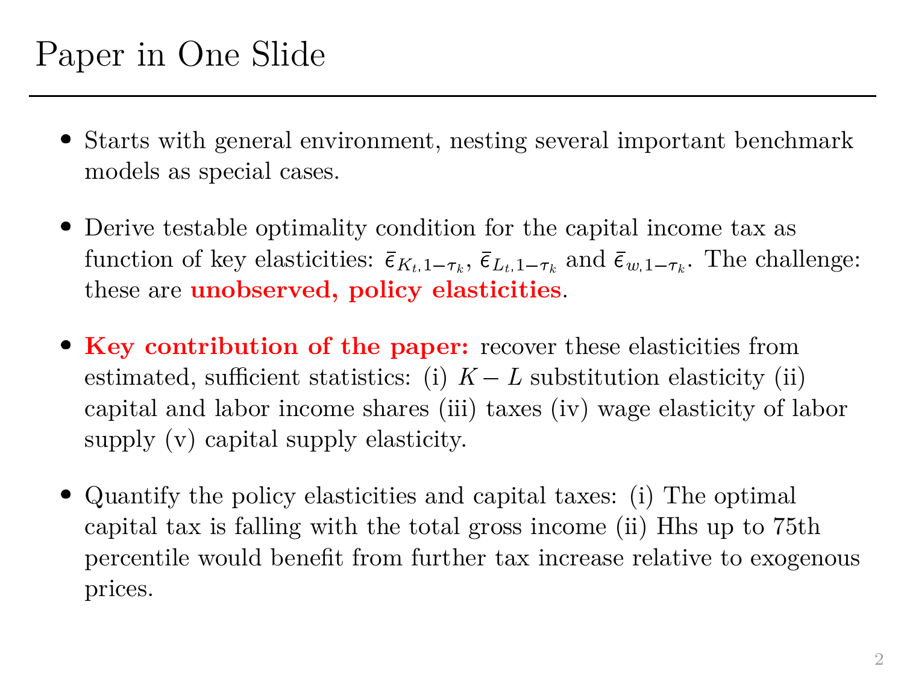# Paper in One Slide

- Starts with general environment, nesting several important benchmark models as special cases.
- Derive testable optimality condition for the capital income tax as function of key elasticities: $\bar{\epsilon}_{K_t,1-\tau_k}$, $\bar{\epsilon}_{L_t,1-\tau_k}$ and $\bar{\epsilon}_{w,1-\tau_k}$. The challenge: these are **unobserved, policy elasticities**.
- **Key contribution of the paper:** recover these elasticities from estimated, sufficient statistics: (i) $K-L$ substitution elasticity (ii) capital and labor income shares (iii) taxes (iv) wage elasticity of labor supply (v) capital supply elasticity.
- Quantify the policy elasticities and capital taxes: (i) The optimal capital tax is falling with the total gross income (ii) Hhs up to 75th percentile would benefit from further tax increase relative to exogenous prices.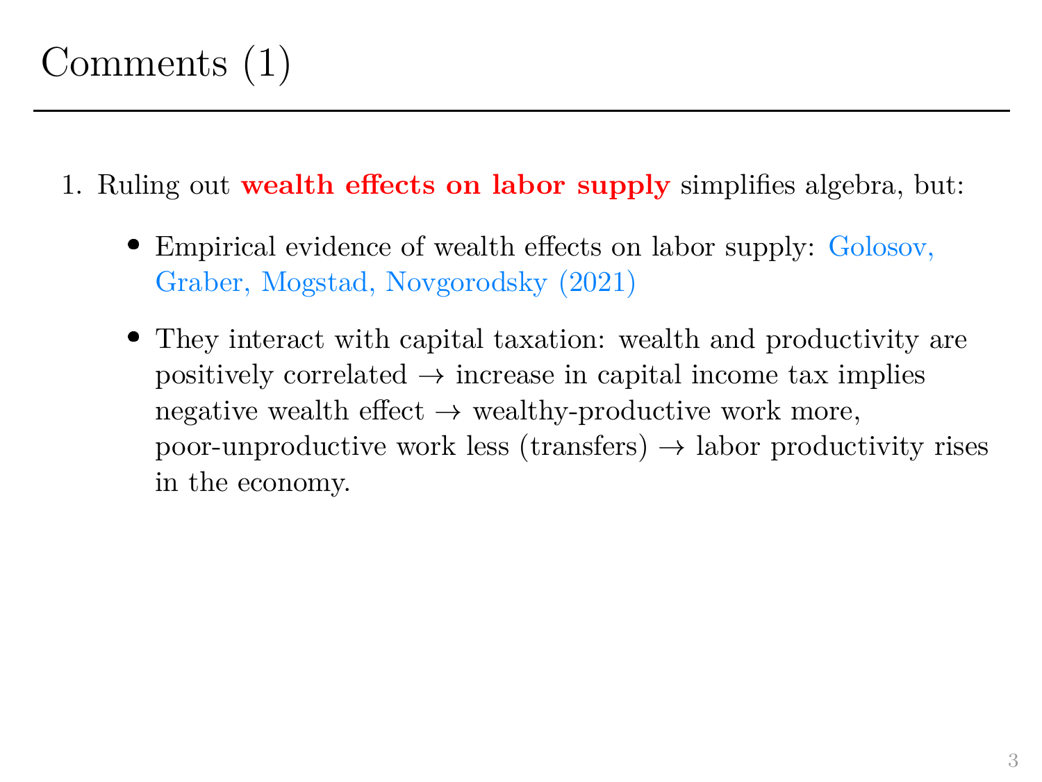# Comments (1)

1. Ruling out **wealth effects on labor supply** simplifies algebra, but:

   - Empirical evidence of wealth effects on labor supply: Golosov, Graber, Mogstad, Novgorodsky (2021)
   - They interact with capital taxation: wealth and productivity are positively correlated → increase in capital income tax implies negative wealth effect → wealthy-productive work more, poor-unproductive work less (transfers) → labor productivity rises in the economy.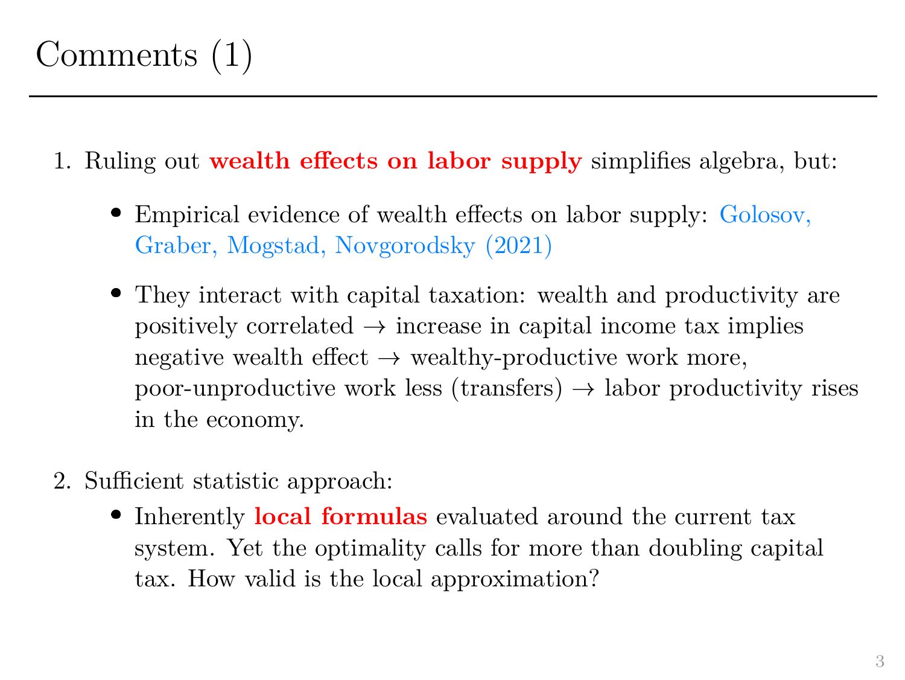# Comments (1)

1. Ruling out **wealth effects on labor supply** simplifies algebra, but:

   - Empirical evidence of wealth effects on labor supply: Golosov, Graber, Mogstad, Novgorodsky (2021)

   - They interact with capital taxation: wealth and productivity are positively correlated → increase in capital income tax implies negative wealth effect → wealthy-productive work more, poor-unproductive work less (transfers) → labor productivity rises in the economy.

2. Sufficient statistic approach:

   - Inherently **local formulas** evaluated around the current tax system. Yet the optimality calls for more than doubling capital tax. How valid is the local approximation?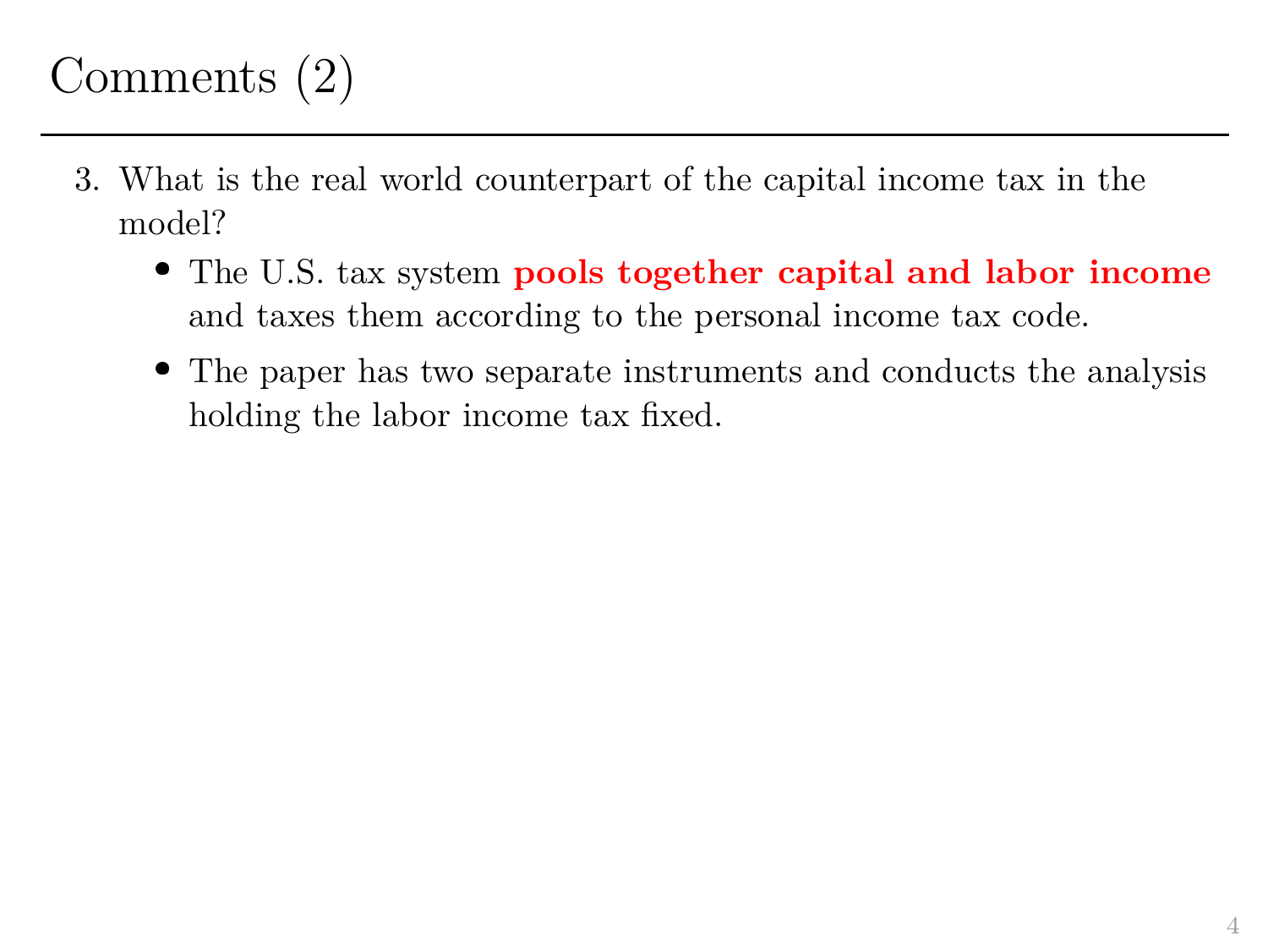# Comments (2)

3. What is the real world counterpart of the capital income tax in the model?
   - The U.S. tax system **pools together capital and labor income** and taxes them according to the personal income tax code.
   - The paper has two separate instruments and conducts the analysis holding the labor income tax fixed.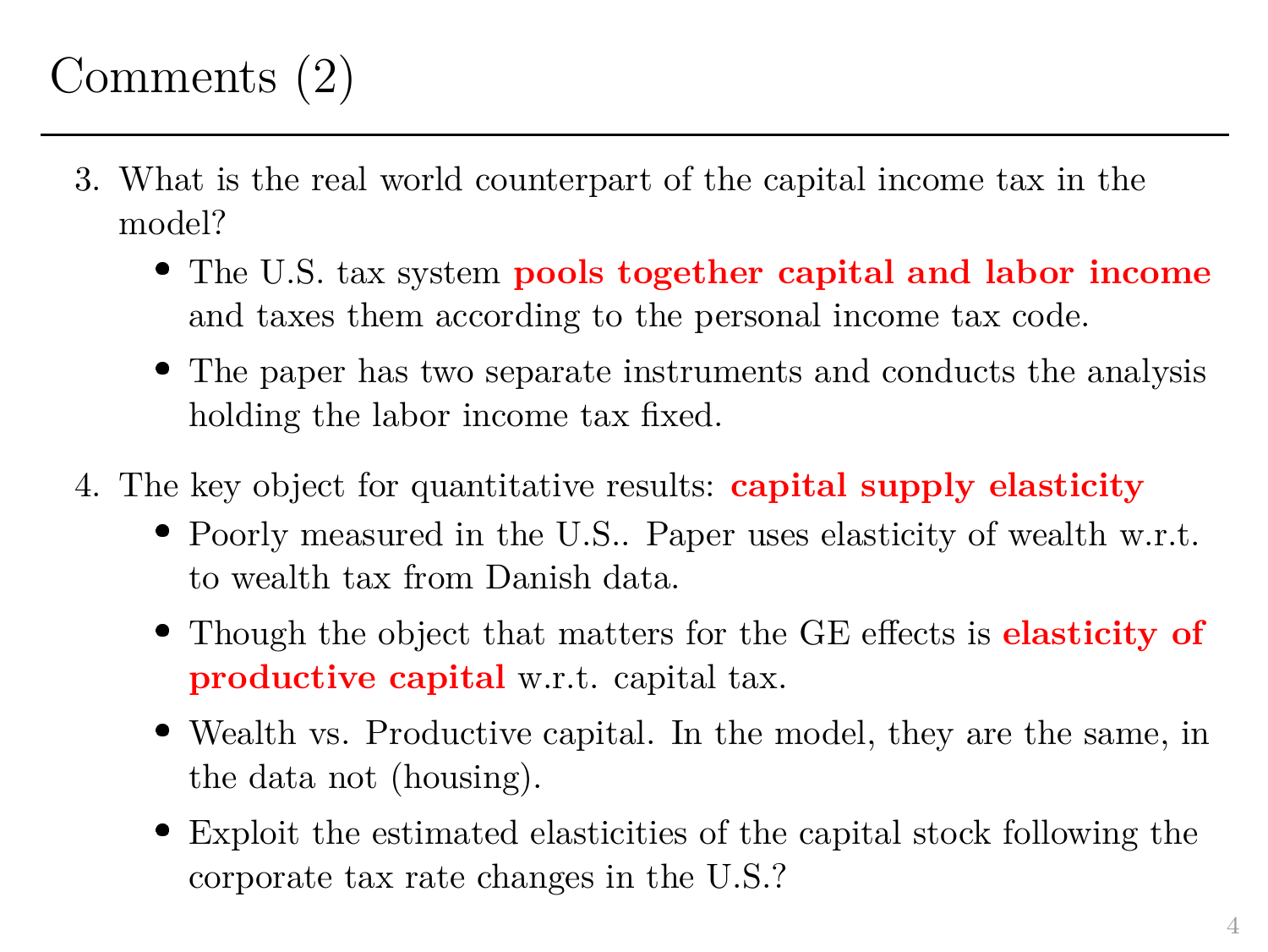# Comments (2)

3. What is the real world counterpart of the capital income tax in the model?
   - The U.S. tax system **pools together capital and labor income** and taxes them according to the personal income tax code.
   - The paper has two separate instruments and conducts the analysis holding the labor income tax fixed.
4. The key object for quantitative results: **capital supply elasticity**
   - Poorly measured in the U.S.. Paper uses elasticity of wealth w.r.t. to wealth tax from Danish data.
   - Though the object that matters for the GE effects is **elasticity of productive capital** w.r.t. capital tax.
   - Wealth vs. Productive capital. In the model, they are the same, in the data not (housing).
   - Exploit the estimated elasticities of the capital stock following the corporate tax rate changes in the U.S.?